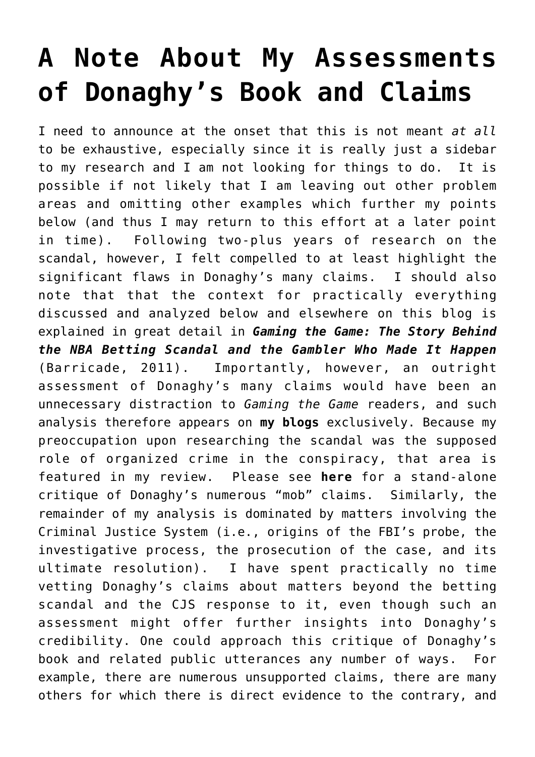# A Note About My Assessments of Donaghy's Book and Claims

I need to announce at the onset that this is not meant *at all* to be exhaustive, especially since it is really just a sidebar to my research and I am not looking for things to do. It is possible if not likely that I am leaving out other problem areas and omitting other examples which further my points below (and thus I may return to this effort at a later point in time). Following two-plus years of research on the scandal, however, I felt compelled to at least highlight the significant flaws in Donaghy's many claims. I should also note that that the context for practically everything discussed and analyzed below and elsewhere on this blog is explained in great detail in ***Gaming the Game: The Story Behind the NBA Betting Scandal and the Gambler Who Made It Happen*** (Barricade, 2011). Importantly, however, an outright assessment of Donaghy's many claims would have been an unnecessary distraction to *Gaming the Game* readers, and such analysis therefore appears on **my blogs** exclusively. Because my preoccupation upon researching the scandal was the supposed role of organized crime in the conspiracy, that area is featured in my review. Please see **here** for a stand-alone critique of Donaghy's numerous "mob" claims. Similarly, the remainder of my analysis is dominated by matters involving the Criminal Justice System (i.e., origins of the FBI's probe, the investigative process, the prosecution of the case, and its ultimate resolution). I have spent practically no time vetting Donaghy's claims about matters beyond the betting scandal and the CJS response to it, even though such an assessment might offer further insights into Donaghy's credibility. One could approach this critique of Donaghy's book and related public utterances any number of ways. For example, there are numerous unsupported claims, there are many others for which there is direct evidence to the contrary, and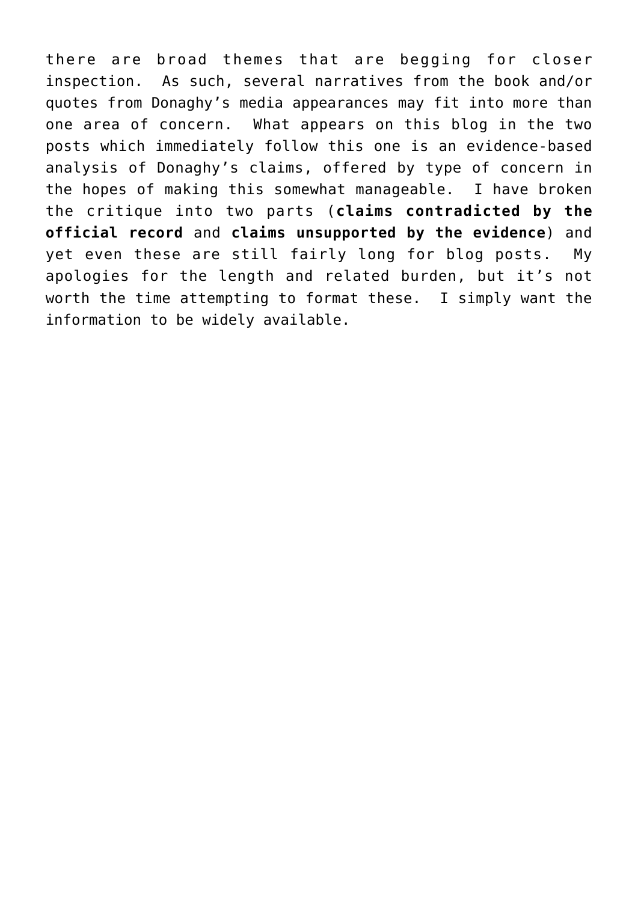there are broad themes that are begging for closer inspection. As such, several narratives from the book and/or quotes from Donaghy's media appearances may fit into more than one area of concern. What appears on this blog in the two posts which immediately follow this one is an evidence-based analysis of Donaghy's claims, offered by type of concern in the hopes of making this somewhat manageable. I have broken the critique into two parts (**claims contradicted by the official record** and **claims unsupported by the evidence**) and yet even these are still fairly long for blog posts. My apologies for the length and related burden, but it's not worth the time attempting to format these. I simply want the information to be widely available.